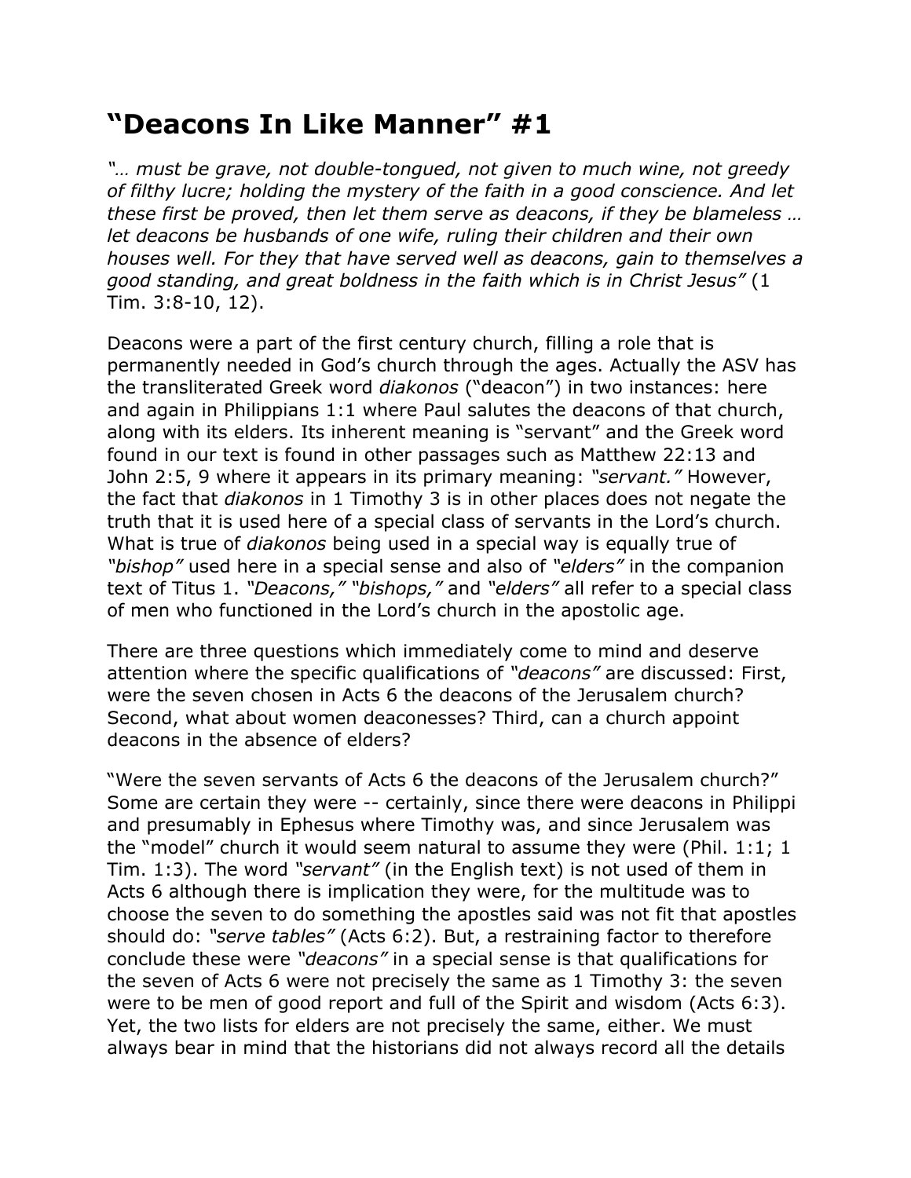# "Deacons In Like Manner" #1

*"… must be grave, not double-tongued, not given to much wine, not greedy of filthy lucre; holding the mystery of the faith in a good conscience. And let these first be proved, then let them serve as deacons, if they be blameless … let deacons be husbands of one wife, ruling their children and their own houses well. For they that have served well as deacons, gain to themselves a good standing, and great boldness in the faith which is in Christ Jesus"* (1 Tim. 3:8-10, 12).

Deacons were a part of the first century church, filling a role that is permanently needed in God's church through the ages. Actually the ASV has the transliterated Greek word *diakonos* ("deacon") in two instances: here and again in Philippians 1:1 where Paul salutes the deacons of that church, along with its elders. Its inherent meaning is "servant" and the Greek word found in our text is found in other passages such as Matthew 22:13 and John 2:5, 9 where it appears in its primary meaning: *"servant."* However, the fact that *diakonos* in 1 Timothy 3 is in other places does not negate the truth that it is used here of a special class of servants in the Lord's church. What is true of *diakonos* being used in a special way is equally true of *"bishop"* used here in a special sense and also of *"elders"* in the companion text of Titus 1. *"Deacons," "bishops,"* and *"elders"* all refer to a special class of men who functioned in the Lord's church in the apostolic age.

There are three questions which immediately come to mind and deserve attention where the specific qualifications of *"deacons"* are discussed: First, were the seven chosen in Acts 6 the deacons of the Jerusalem church? Second, what about women deaconesses? Third, can a church appoint deacons in the absence of elders?

"Were the seven servants of Acts 6 the deacons of the Jerusalem church?" Some are certain they were -- certainly, since there were deacons in Philippi and presumably in Ephesus where Timothy was, and since Jerusalem was the "model" church it would seem natural to assume they were (Phil. 1:1; 1 Tim. 1:3). The word *"servant"* (in the English text) is not used of them in Acts 6 although there is implication they were, for the multitude was to choose the seven to do something the apostles said was not fit that apostles should do: *"serve tables"* (Acts 6:2). But, a restraining factor to therefore conclude these were *"deacons"* in a special sense is that qualifications for the seven of Acts 6 were not precisely the same as 1 Timothy 3: the seven were to be men of good report and full of the Spirit and wisdom (Acts 6:3). Yet, the two lists for elders are not precisely the same, either. We must always bear in mind that the historians did not always record all the details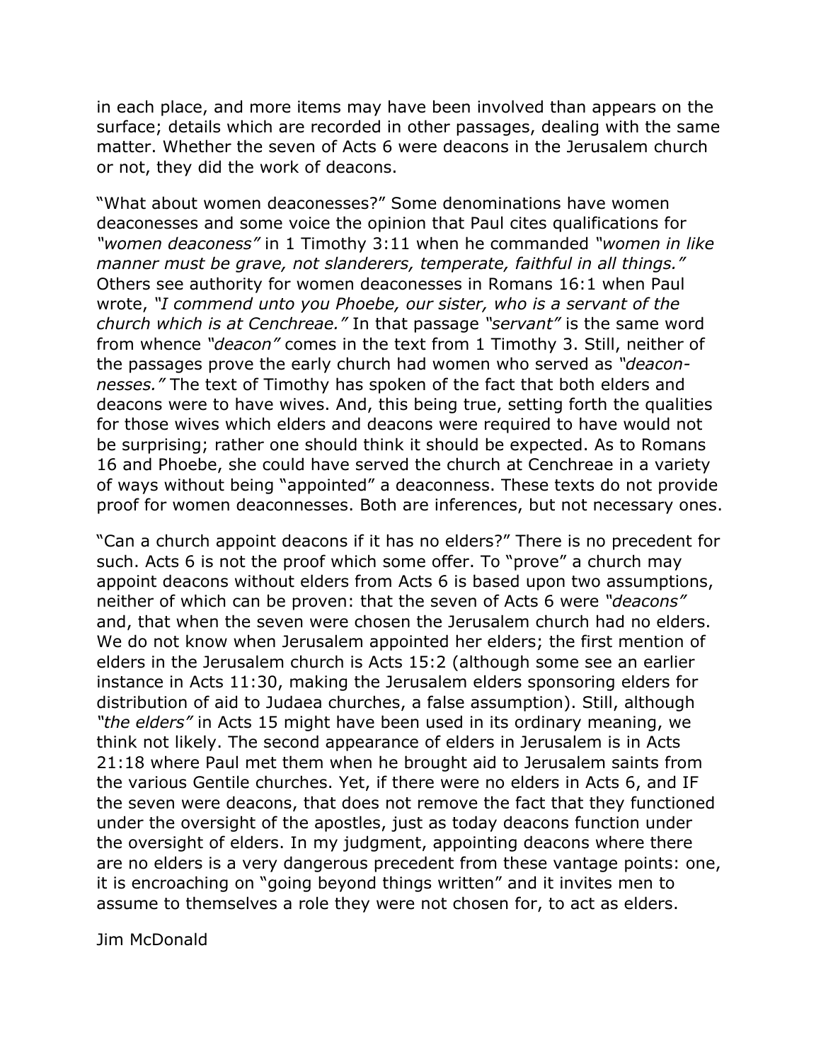in each place, and more items may have been involved than appears on the surface; details which are recorded in other passages, dealing with the same matter. Whether the seven of Acts 6 were deacons in the Jerusalem church or not, they did the work of deacons.

"What about women deaconesses?" Some denominations have women deaconesses and some voice the opinion that Paul cites qualifications for *"women deaconess"* in 1 Timothy 3:11 when he commanded *"women in like manner must be grave, not slanderers, temperate, faithful in all things."* Others see authority for women deaconesses in Romans 16:1 when Paul wrote, *"I commend unto you Phoebe, our sister, who is a servant of the church which is at Cenchreae."* In that passage *"servant"* is the same word from whence *"deacon"* comes in the text from 1 Timothy 3. Still, neither of the passages prove the early church had women who served as *"deaconnesses."* The text of Timothy has spoken of the fact that both elders and deacons were to have wives. And, this being true, setting forth the qualities for those wives which elders and deacons were required to have would not be surprising; rather one should think it should be expected. As to Romans 16 and Phoebe, she could have served the church at Cenchreae in a variety of ways without being "appointed" a deaconness. These texts do not provide proof for women deaconnesses. Both are inferences, but not necessary ones.

"Can a church appoint deacons if it has no elders?" There is no precedent for such. Acts 6 is not the proof which some offer. To "prove" a church may appoint deacons without elders from Acts 6 is based upon two assumptions, neither of which can be proven: that the seven of Acts 6 were *"deacons"* and, that when the seven were chosen the Jerusalem church had no elders. We do not know when Jerusalem appointed her elders; the first mention of elders in the Jerusalem church is Acts 15:2 (although some see an earlier instance in Acts 11:30, making the Jerusalem elders sponsoring elders for distribution of aid to Judaea churches, a false assumption). Still, although *"the elders"* in Acts 15 might have been used in its ordinary meaning, we think not likely. The second appearance of elders in Jerusalem is in Acts 21:18 where Paul met them when he brought aid to Jerusalem saints from the various Gentile churches. Yet, if there were no elders in Acts 6, and IF the seven were deacons, that does not remove the fact that they functioned under the oversight of the apostles, just as today deacons function under the oversight of elders. In my judgment, appointing deacons where there are no elders is a very dangerous precedent from these vantage points: one, it is encroaching on "going beyond things written" and it invites men to assume to themselves a role they were not chosen for, to act as elders.

Jim McDonald